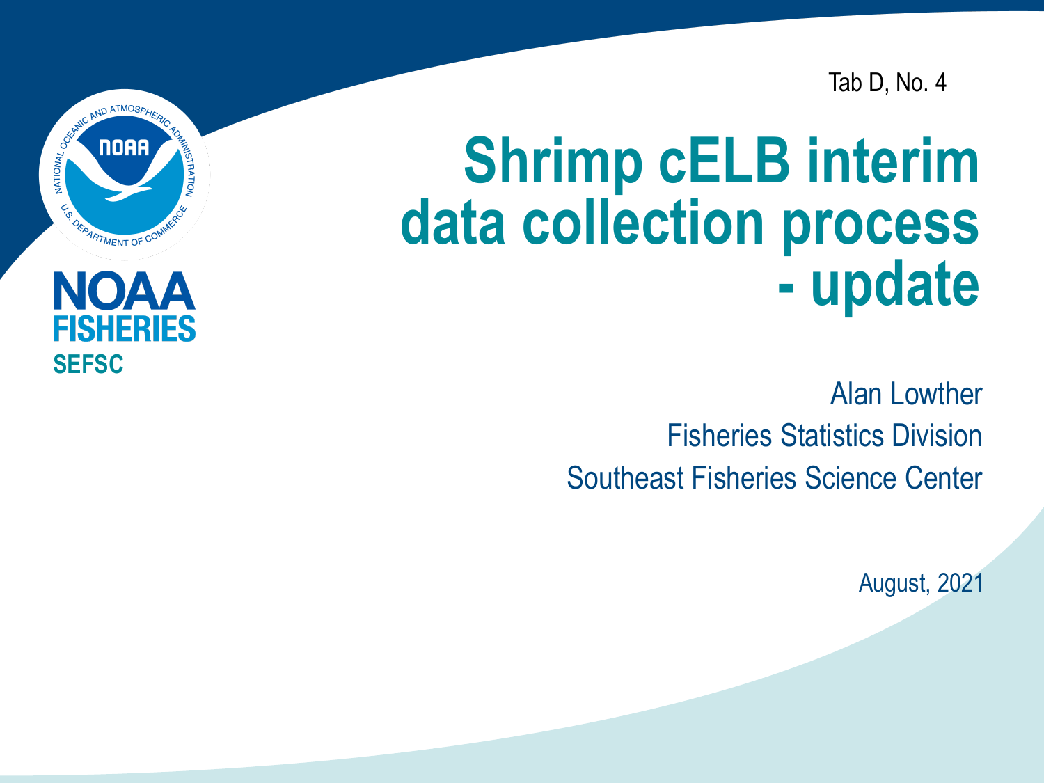Tab D, No. 4

NOAA FISHERIES

SEFSC

# Shrimp cELB interim data collection process - update

Alan Lowther

Fisheries Statistics Division

Southeast Fisheries Science Center

August, 2021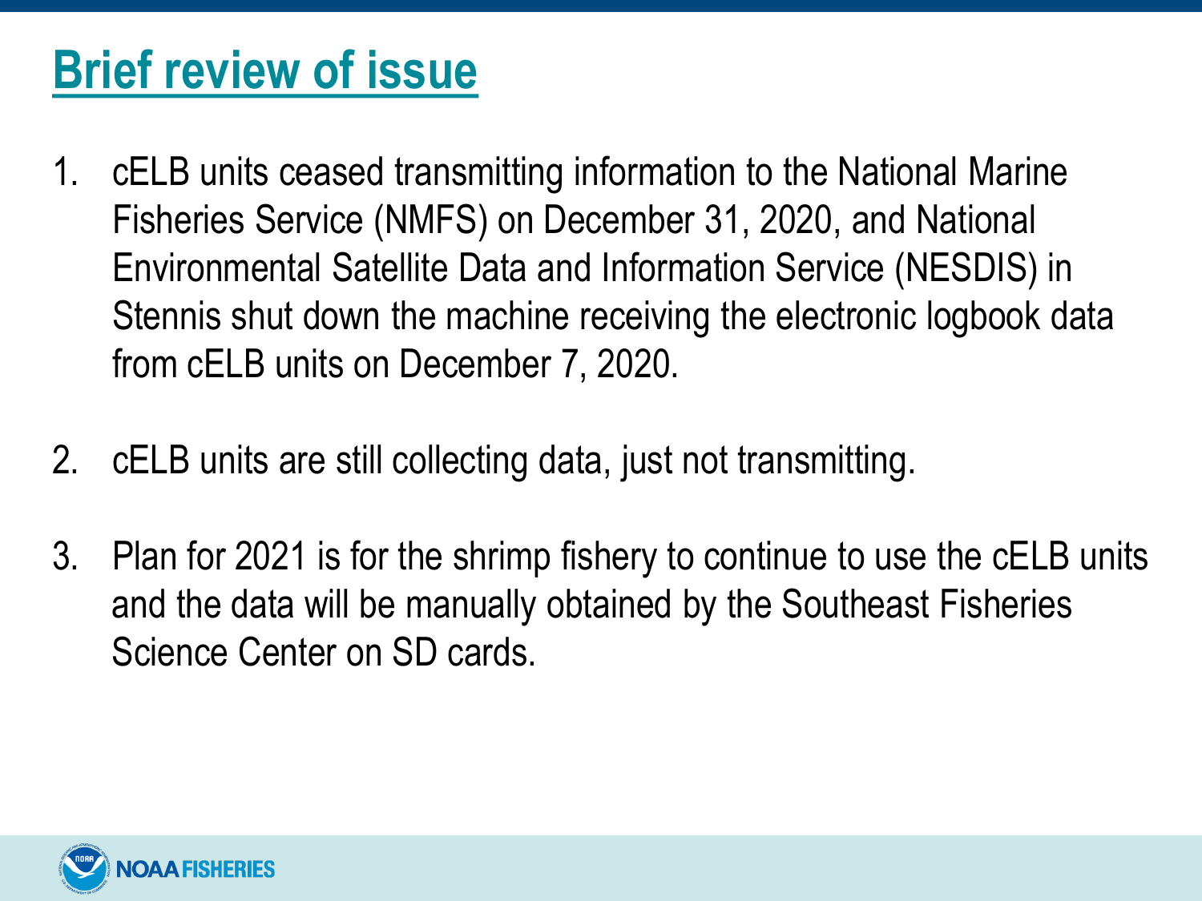# Brief review of issue

1. cELB units ceased transmitting information to the National Marine Fisheries Service (NMFS) on December 31, 2020, and National Environmental Satellite Data and Information Service (NESDIS) in Stennis shut down the machine receiving the electronic logbook data from cELB units on December 7, 2020.

2. cELB units are still collecting data, just not transmitting.

3. Plan for 2021 is for the shrimp fishery to continue to use the cELB units and the data will be manually obtained by the Southeast Fisheries Science Center on SD cards.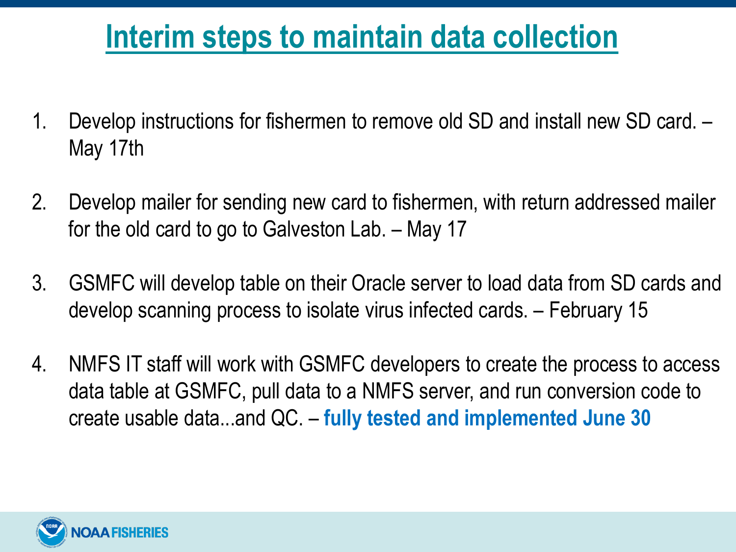# Interim steps to maintain data collection

1. Develop instructions for fishermen to remove old SD and install new SD card. – May 17th

2. Develop mailer for sending new card to fishermen, with return addressed mailer for the old card to go to Galveston Lab. – May 17

3. GSMFC will develop table on their Oracle server to load data from SD cards and develop scanning process to isolate virus infected cards. – February 15

4. NMFS IT staff will work with GSMFC developers to create the process to access data table at GSMFC, pull data to a NMFS server, and run conversion code to create usable data...and QC. – **fully tested and implemented June 30**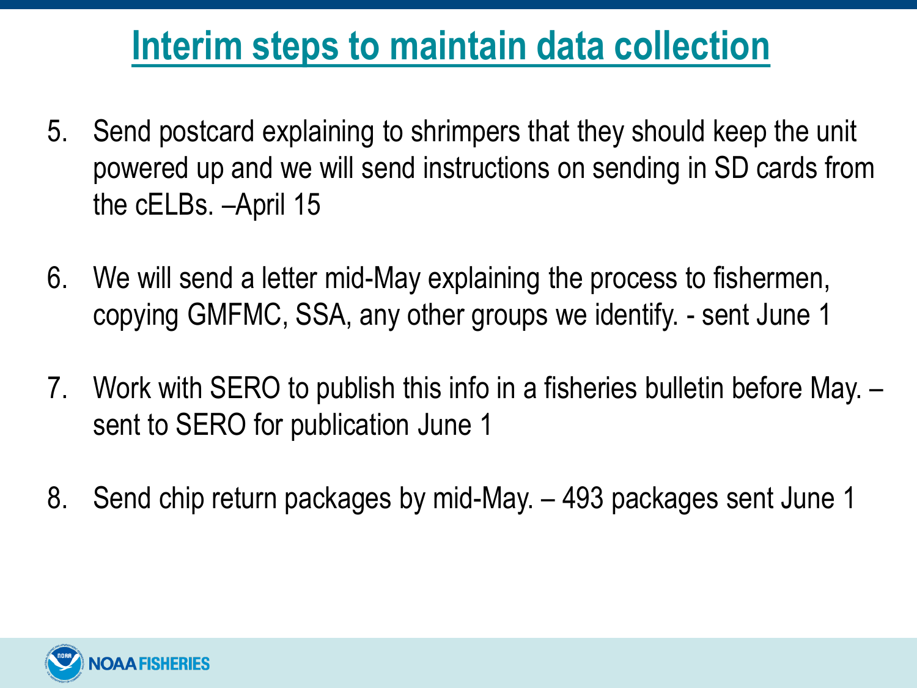# Interim steps to maintain data collection

5. Send postcard explaining to shrimpers that they should keep the unit powered up and we will send instructions on sending in SD cards from the cELBs. –April 15

6. We will send a letter mid-May explaining the process to fishermen, copying GMFMC, SSA, any other groups we identify. - sent June 1

7. Work with SERO to publish this info in a fisheries bulletin before May. – sent to SERO for publication June 1

8. Send chip return packages by mid-May. – 493 packages sent June 1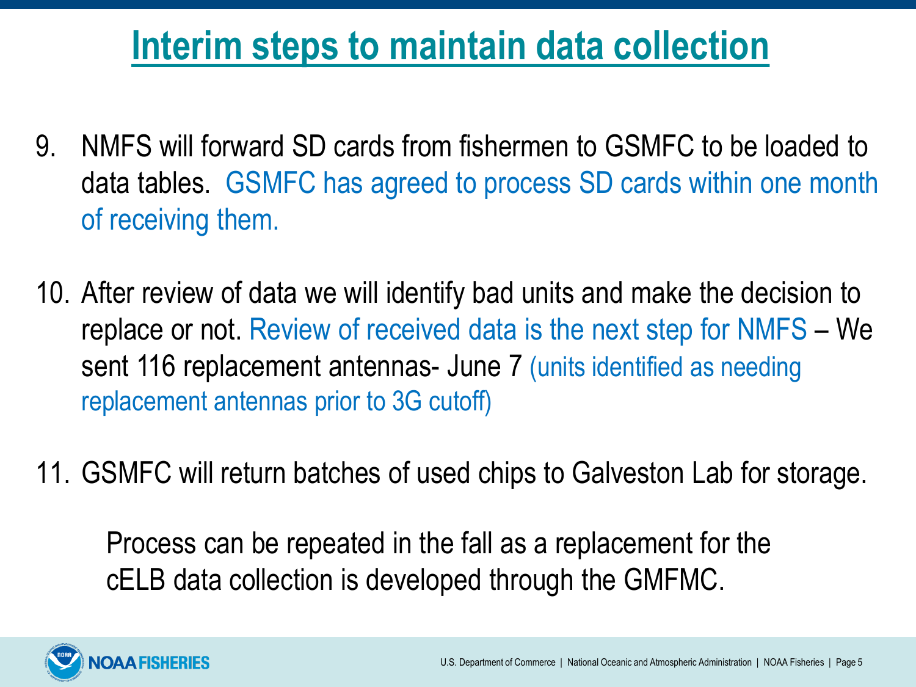# Interim steps to maintain data collection

9. NMFS will forward SD cards from fishermen to GSMFC to be loaded to data tables. GSMFC has agreed to process SD cards within one month of receiving them.

10. After review of data we will identify bad units and make the decision to replace or not. Review of received data is the next step for NMFS – We sent 116 replacement antennas- June 7 (units identified as needing replacement antennas prior to 3G cutoff)

11. GSMFC will return batches of used chips to Galveston Lab for storage.

Process can be repeated in the fall as a replacement for the cELB data collection is developed through the GMFMC.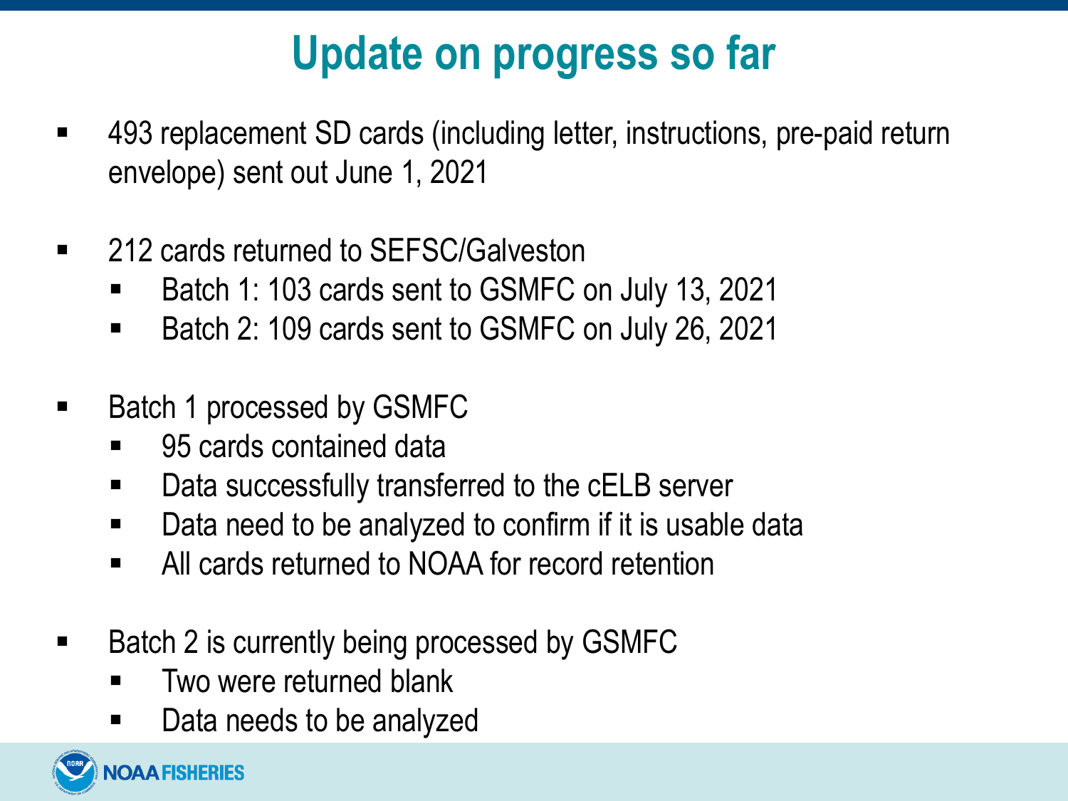# Update on progress so far

- 493 replacement SD cards (including letter, instructions, pre-paid return envelope) sent out June 1, 2021
- 212 cards returned to SEFSC/Galveston
  - Batch 1: 103 cards sent to GSMFC on July 13, 2021
  - Batch 2: 109 cards sent to GSMFC on July 26, 2021
- Batch 1 processed by GSMFC
  - 95 cards contained data
  - Data successfully transferred to the cELB server
  - Data need to be analyzed to confirm if it is usable data
  - All cards returned to NOAA for record retention
- Batch 2 is currently being processed by GSMFC
  - Two were returned blank
  - Data needs to be analyzed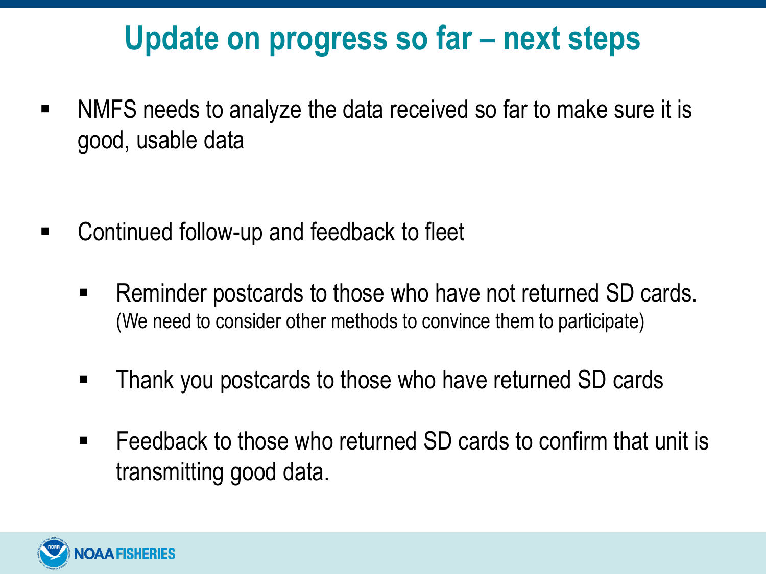# Update on progress so far – next steps

- NMFS needs to analyze the data received so far to make sure it is good, usable data

- Continued follow-up and feedback to fleet
  - Reminder postcards to those who have not returned SD cards. (We need to consider other methods to convince them to participate)
  - Thank you postcards to those who have returned SD cards
  - Feedback to those who returned SD cards to confirm that unit is transmitting good data.